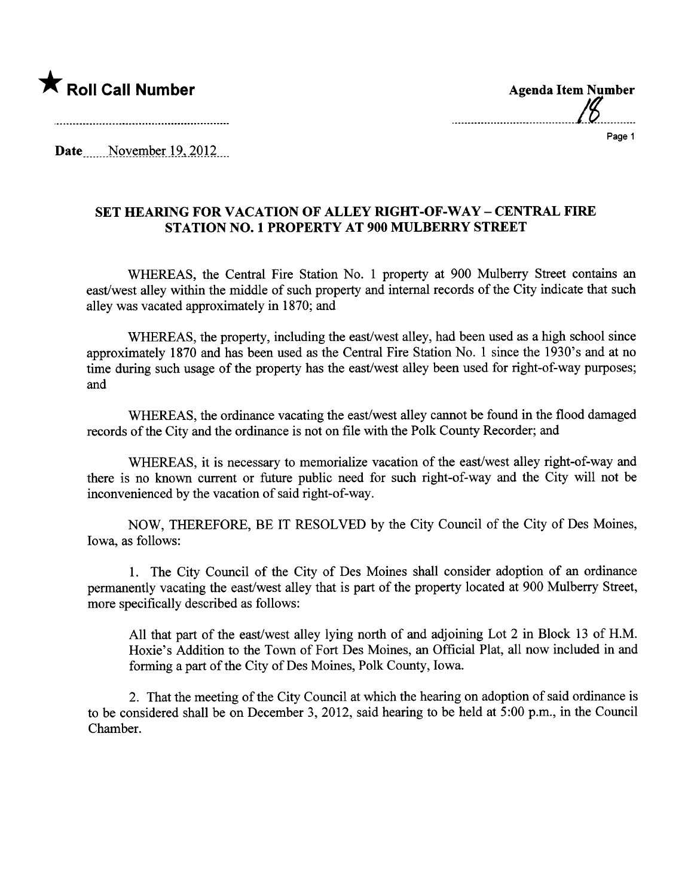★ **Roll Call Number**

**Agenda Item Number**

18

Date November 19, 2012

## SET HEARING FOR VACATION OF ALLEY RIGHT-OF-WAY – CENTRAL FIRE STATION NO. 1 PROPERTY AT 900 MULBERRY STREET

WHEREAS, the Central Fire Station No. 1 property at 900 Mulberry Street contains an east/west alley within the middle of such property and internal records of the City indicate that such alley was vacated approximately in 1870; and

WHEREAS, the property, including the east/west alley, had been used as a high school since approximately 1870 and has been used as the Central Fire Station No. 1 since the 1930's and at no time during such usage of the property has the east/west alley been used for right-of-way purposes; and

WHEREAS, the ordinance vacating the east/west alley cannot be found in the flood damaged records of the City and the ordinance is not on file with the Polk County Recorder; and

WHEREAS, it is necessary to memorialize vacation of the east/west alley right-of-way and there is no known current or future public need for such right-of-way and the City will not be inconvenienced by the vacation of said right-of-way.

NOW, THEREFORE, BE IT RESOLVED by the City Council of the City of Des Moines, Iowa, as follows:

1. The City Council of the City of Des Moines shall consider adoption of an ordinance permanently vacating the east/west alley that is part of the property located at 900 Mulberry Street, more specifically described as follows:

   All that part of the east/west alley lying north of and adjoining Lot 2 in Block 13 of H.M. Hoxie's Addition to the Town of Fort Des Moines, an Official Plat, all now included in and forming a part of the City of Des Moines, Polk County, Iowa.

2. That the meeting of the City Council at which the hearing on adoption of said ordinance is to be considered shall be on December 3, 2012, said hearing to be held at 5:00 p.m., in the Council Chamber.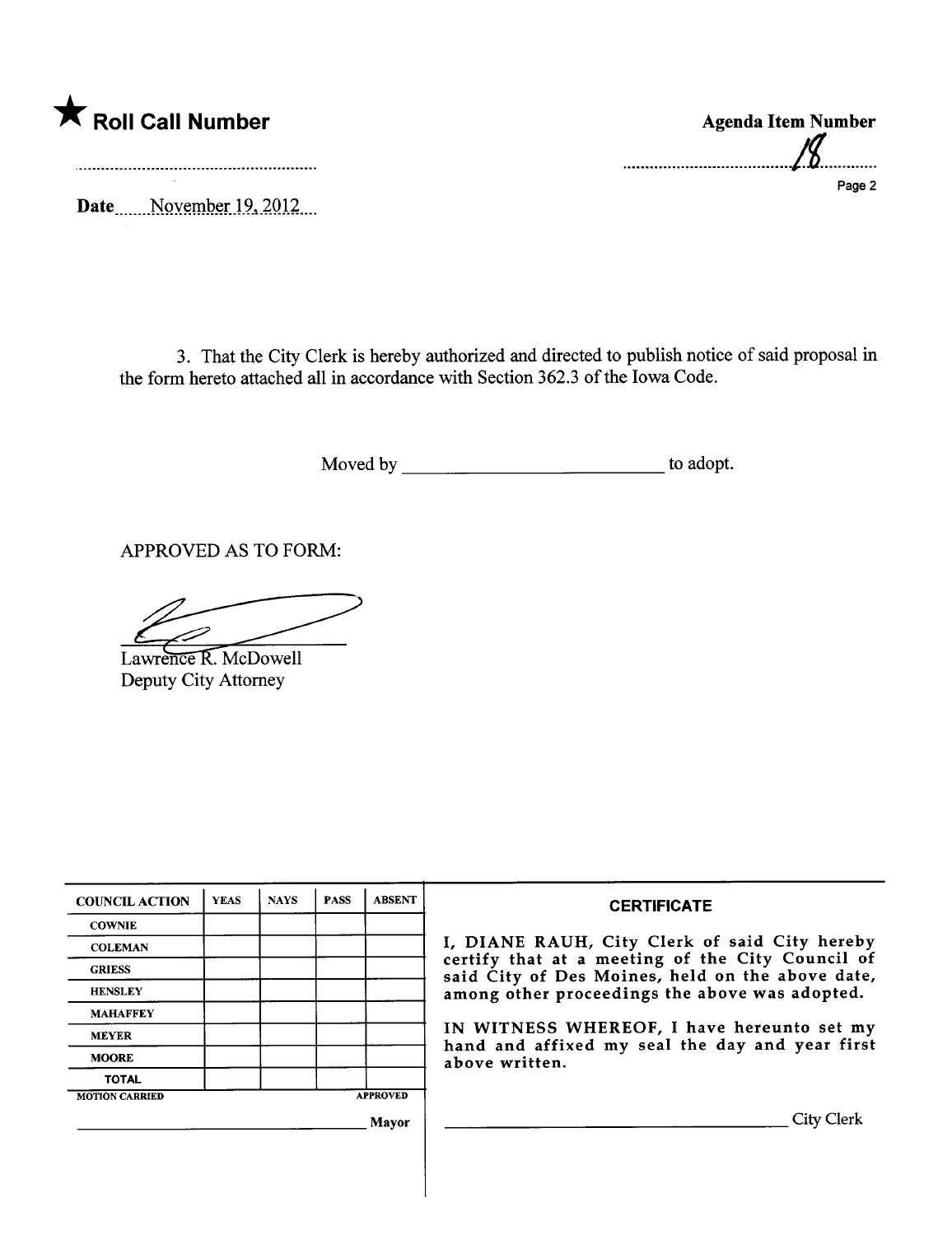★ **Roll Call Number**

**Agenda Item Number**

18

Date November 19, 2012

3. That the City Clerk is hereby authorized and directed to publish notice of said proposal in the form hereto attached all in accordance with Section 362.3 of the Iowa Code.

Moved by ___________________________ to adopt.

APPROVED AS TO FORM:

Lawrence R. McDowell
Deputy City Attorney

| COUNCIL ACTION | YEAS | NAYS | PASS | ABSENT |
|---|---|---|---|---|
| COWNIE | | | | |
| COLEMAN | | | | |
| GRIESS | | | | |
| HENSLEY | | | | |
| MAHAFFEY | | | | |
| MEYER | | | | |
| MOORE | | | | |
| TOTAL | | | | |

MOTION CARRIED APPROVED

_______________________________ Mayor

**CERTIFICATE**

I, DIANE RAUH, City Clerk of said City hereby certify that at a meeting of the City Council of said City of Des Moines, held on the above date, among other proceedings the above was adopted.

IN WITNESS WHEREOF, I have hereunto set my hand and affixed my seal the day and year first above written.

_______________________________ City Clerk